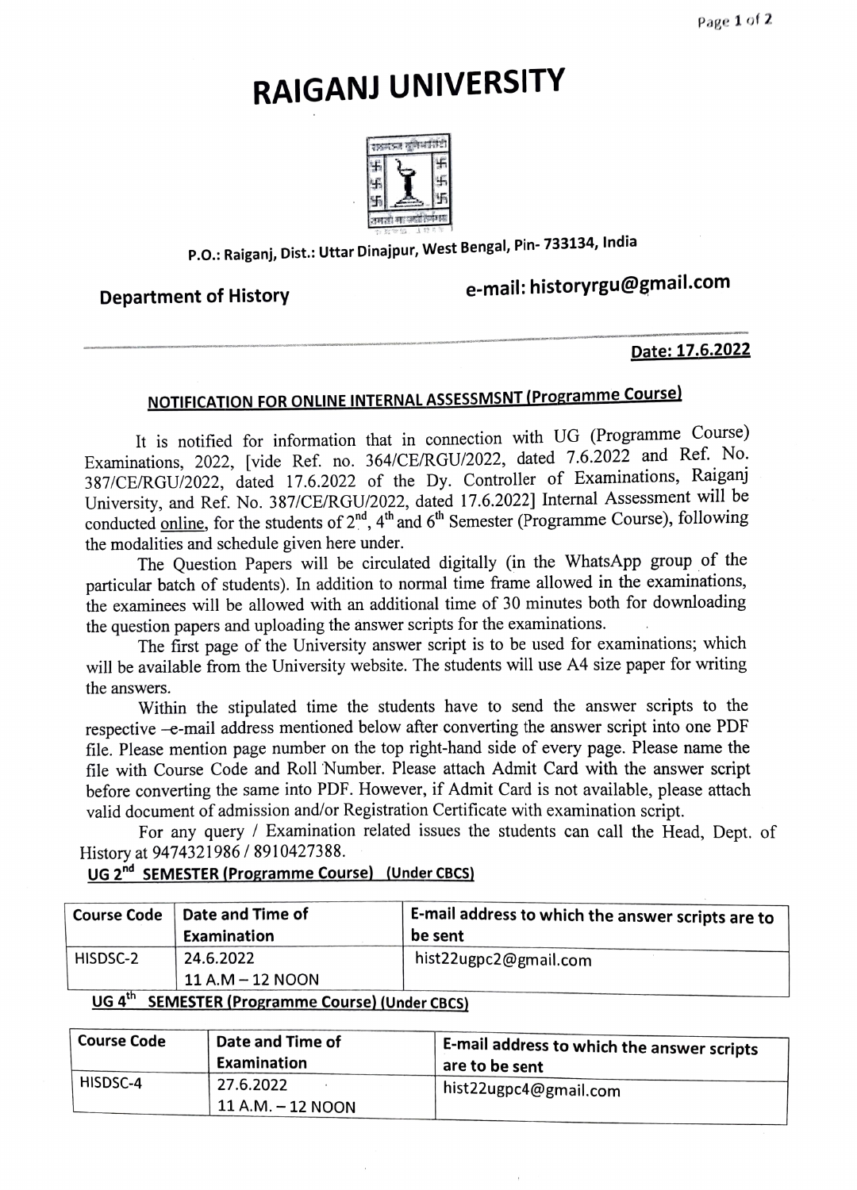# RAIGANJ UNIVERSITY

P.O.: Raiganj, Dist.: Uttar Dinajpur, West Bengal, Pin- 733134, India

**Department of History** **e-mail: historyrgu@gmail.com**

**Date: 17.6.2022**

## NOTIFICATION FOR ONLINE INTERNAL ASSESSMSNT (Programme Course)

It is notified for information that in connection with UG (Programme Course) Examinations, 2022, [vide Ref. no. 364/CE/RGU/2022, dated 7.6.2022 and Ref. No. 387/CE/RGU/2022, dated 17.6.2022 of the Dy. Controller of Examinations, Raiganj University, and Ref. No. 387/CE/RGU/2022, dated 17.6.2022] Internal Assessment will be conducted online, for the students of 2nd, 4th and 6th Semester (Programme Course), following the modalities and schedule given here under.

The Question Papers will be circulated digitally (in the WhatsApp group of the particular batch of students). In addition to normal time frame allowed in the examinations, the examinees will be allowed with an additional time of 30 minutes both for downloading the question papers and uploading the answer scripts for the examinations.

The first page of the University answer script is to be used for examinations; which will be available from the University website. The students will use A4 size paper for writing the answers.

Within the stipulated time the students have to send the answer scripts to the respective -e-mail address mentioned below after converting the answer script into one PDF file. Please mention page number on the top right-hand side of every page. Please name the file with Course Code and Roll Number. Please attach Admit Card with the answer script before converting the same into PDF. However, if Admit Card is not available, please attach valid document of admission and/or Registration Certificate with examination script.

For any query / Examination related issues the students can call the Head, Dept. of History at 9474321986 / 8910427388.

### UG 2nd SEMESTER (Programme Course) (Under CBCS)

| Course Code | Date and Time of Examination | E-mail address to which the answer scripts are to be sent |
|---|---|---|
| HISDSC-2 | 24.6.2022<br>11 A.M – 12 NOON | hist22ugpc2@gmail.com |

### UG 4th SEMESTER (Programme Course) (Under CBCS)

| Course Code | Date and Time of Examination | E-mail address to which the answer scripts are to be sent |
|---|---|---|
| HISDSC-4 | 27.6.2022<br>11 A.M. – 12 NOON | hist22ugpc4@gmail.com |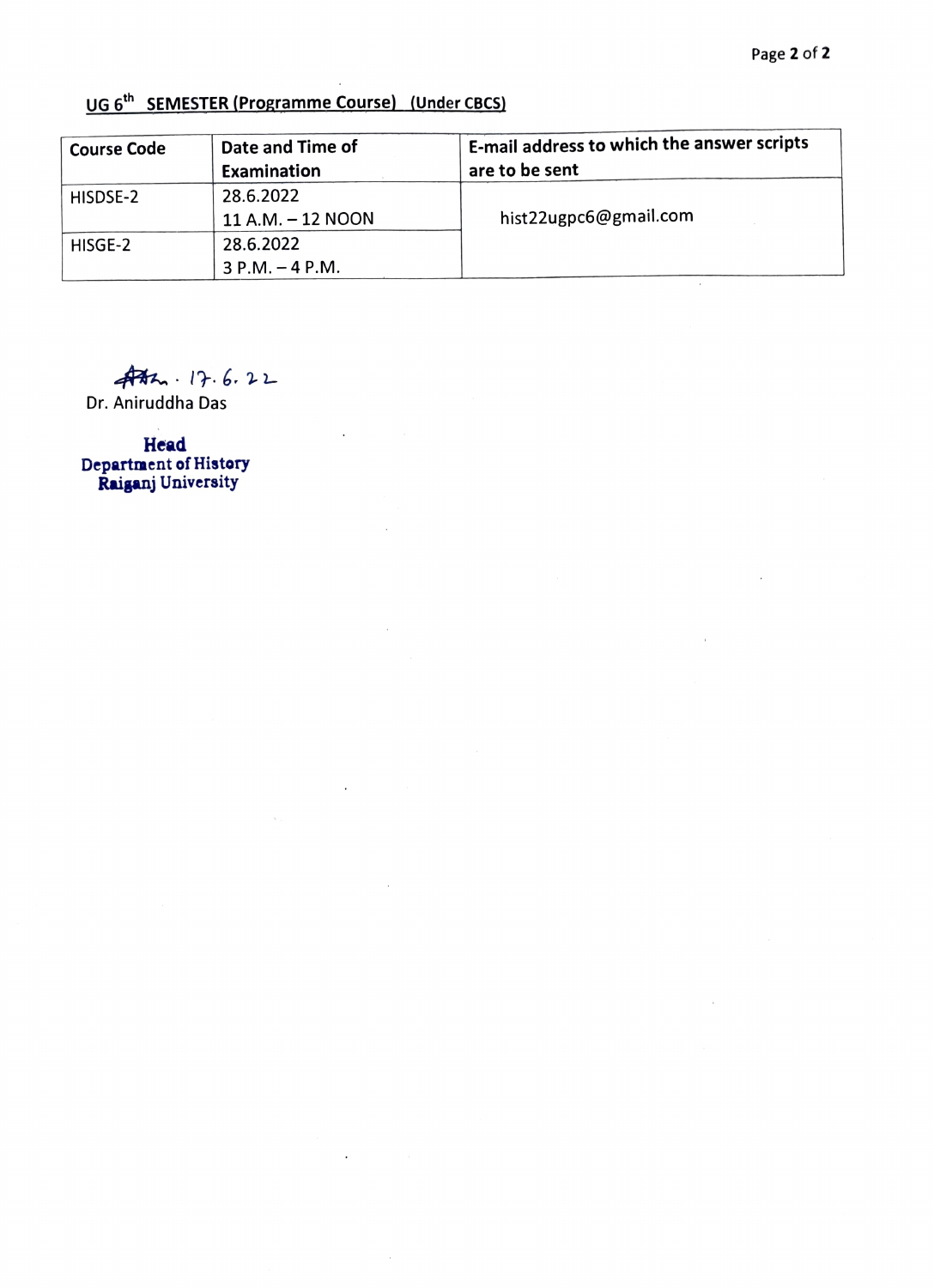UG 6th SEMESTER (Programme Course) (Under CBCS)

| Course Code | Date and Time of Examination | E-mail address to which the answer scripts are to be sent |
|---|---|---|
| HISDSE-2 | 28.6.2022 11 A.M. – 12 NOON | hist22ugpc6@gmail.com |
| HISGE-2 | 28.6.2022 3 P.M. – 4 P.M. | |

17.6.22

Dr. Aniruddha Das

**Head**
**Department of History**
**Raiganj University**